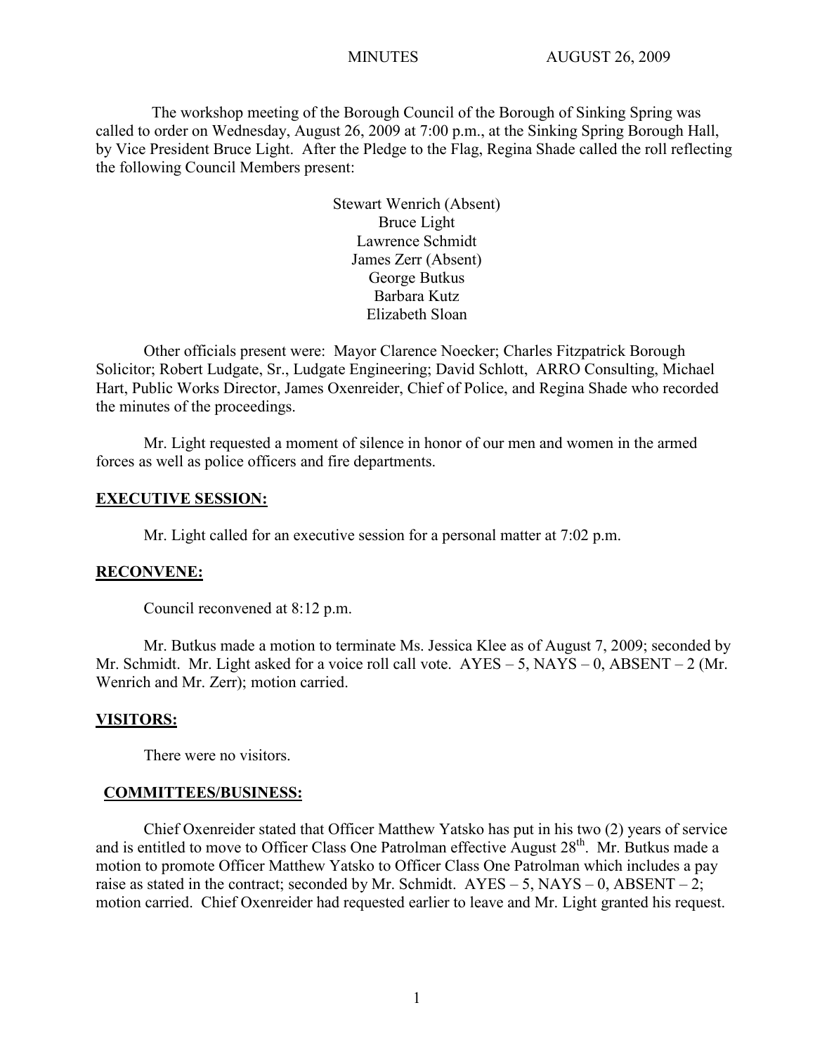MINUTES AUGUST 26, 2009

The workshop meeting of the Borough Council of the Borough of Sinking Spring was called to order on Wednesday, August 26, 2009 at 7:00 p.m., at the Sinking Spring Borough Hall, by Vice President Bruce Light. After the Pledge to the Flag, Regina Shade called the roll reflecting the following Council Members present:

Stewart Wenrich (Absent)
Bruce Light
Lawrence Schmidt
James Zerr (Absent)
George Butkus
Barbara Kutz
Elizabeth Sloan

Other officials present were: Mayor Clarence Noecker; Charles Fitzpatrick Borough Solicitor; Robert Ludgate, Sr., Ludgate Engineering; David Schlott, ARRO Consulting, Michael Hart, Public Works Director, James Oxenreider, Chief of Police, and Regina Shade who recorded the minutes of the proceedings.

Mr. Light requested a moment of silence in honor of our men and women in the armed forces as well as police officers and fire departments.

**EXECUTIVE SESSION:**

Mr. Light called for an executive session for a personal matter at 7:02 p.m.

**RECONVENE:**

Council reconvened at 8:12 p.m.

Mr. Butkus made a motion to terminate Ms. Jessica Klee as of August 7, 2009; seconded by Mr. Schmidt. Mr. Light asked for a voice roll call vote. AYES – 5, NAYS – 0, ABSENT – 2 (Mr. Wenrich and Mr. Zerr); motion carried.

**VISITORS:**

There were no visitors.

**COMMITTEES/BUSINESS:**

Chief Oxenreider stated that Officer Matthew Yatsko has put in his two (2) years of service and is entitled to move to Officer Class One Patrolman effective August 28th. Mr. Butkus made a motion to promote Officer Matthew Yatsko to Officer Class One Patrolman which includes a pay raise as stated in the contract; seconded by Mr. Schmidt. AYES – 5, NAYS – 0, ABSENT – 2; motion carried. Chief Oxenreider had requested earlier to leave and Mr. Light granted his request.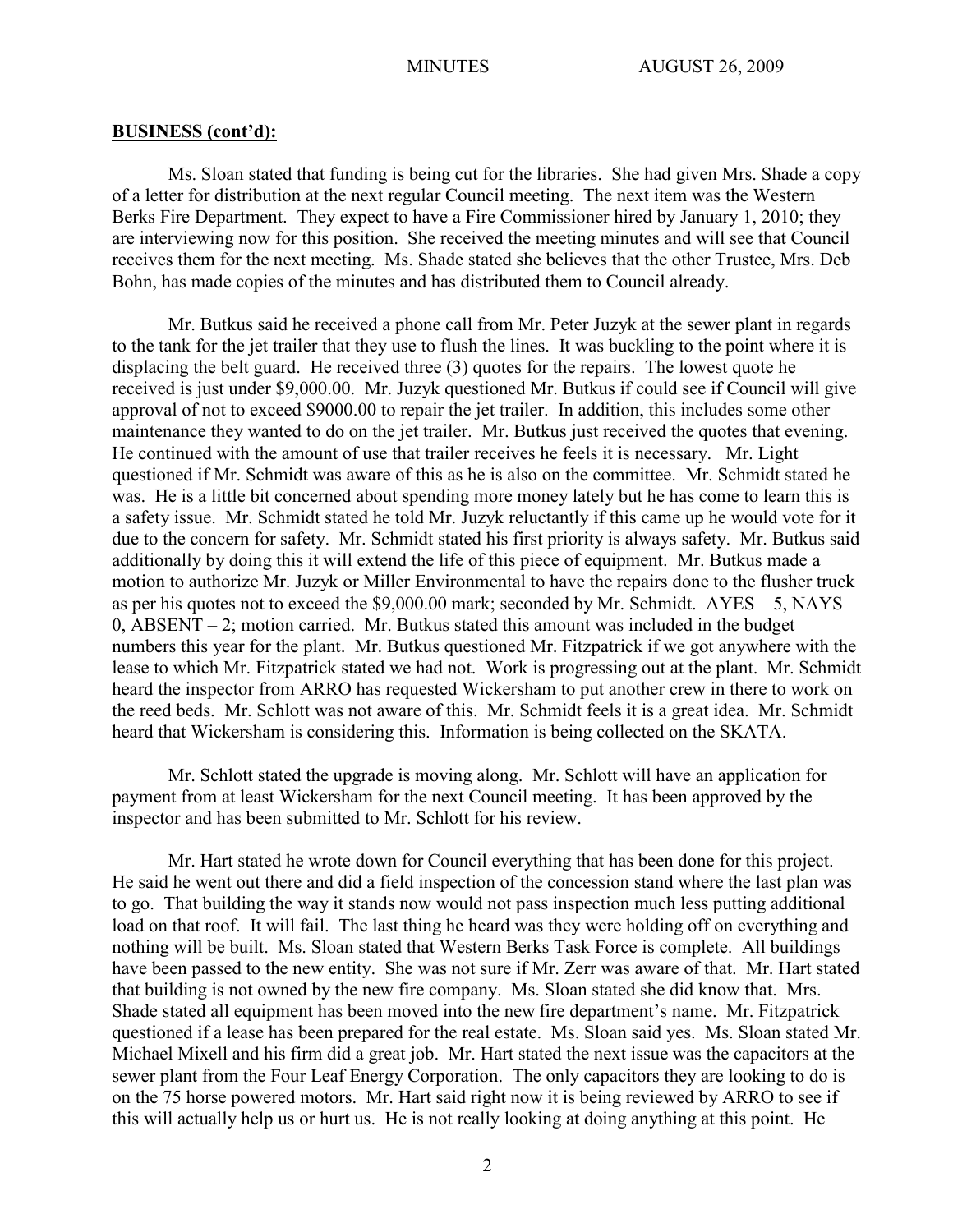**BUSINESS (cont'd):**

Ms. Sloan stated that funding is being cut for the libraries. She had given Mrs. Shade a copy of a letter for distribution at the next regular Council meeting. The next item was the Western Berks Fire Department. They expect to have a Fire Commissioner hired by January 1, 2010; they are interviewing now for this position. She received the meeting minutes and will see that Council receives them for the next meeting. Ms. Shade stated she believes that the other Trustee, Mrs. Deb Bohn, has made copies of the minutes and has distributed them to Council already.

Mr. Butkus said he received a phone call from Mr. Peter Juzyk at the sewer plant in regards to the tank for the jet trailer that they use to flush the lines. It was buckling to the point where it is displacing the belt guard. He received three (3) quotes for the repairs. The lowest quote he received is just under $9,000.00. Mr. Juzyk questioned Mr. Butkus if could see if Council will give approval of not to exceed $9000.00 to repair the jet trailer. In addition, this includes some other maintenance they wanted to do on the jet trailer. Mr. Butkus just received the quotes that evening. He continued with the amount of use that trailer receives he feels it is necessary. Mr. Light questioned if Mr. Schmidt was aware of this as he is also on the committee. Mr. Schmidt stated he was. He is a little bit concerned about spending more money lately but he has come to learn this is a safety issue. Mr. Schmidt stated he told Mr. Juzyk reluctantly if this came up he would vote for it due to the concern for safety. Mr. Schmidt stated his first priority is always safety. Mr. Butkus said additionally by doing this it will extend the life of this piece of equipment. Mr. Butkus made a motion to authorize Mr. Juzyk or Miller Environmental to have the repairs done to the flusher truck as per his quotes not to exceed the $9,000.00 mark; seconded by Mr. Schmidt. AYES – 5, NAYS – 0, ABSENT – 2; motion carried. Mr. Butkus stated this amount was included in the budget numbers this year for the plant. Mr. Butkus questioned Mr. Fitzpatrick if we got anywhere with the lease to which Mr. Fitzpatrick stated we had not. Work is progressing out at the plant. Mr. Schmidt heard the inspector from ARRO has requested Wickersham to put another crew in there to work on the reed beds. Mr. Schlott was not aware of this. Mr. Schmidt feels it is a great idea. Mr. Schmidt heard that Wickersham is considering this. Information is being collected on the SKATA.

Mr. Schlott stated the upgrade is moving along. Mr. Schlott will have an application for payment from at least Wickersham for the next Council meeting. It has been approved by the inspector and has been submitted to Mr. Schlott for his review.

Mr. Hart stated he wrote down for Council everything that has been done for this project. He said he went out there and did a field inspection of the concession stand where the last plan was to go. That building the way it stands now would not pass inspection much less putting additional load on that roof. It will fail. The last thing he heard was they were holding off on everything and nothing will be built. Ms. Sloan stated that Western Berks Task Force is complete. All buildings have been passed to the new entity. She was not sure if Mr. Zerr was aware of that. Mr. Hart stated that building is not owned by the new fire company. Ms. Sloan stated she did know that. Mrs. Shade stated all equipment has been moved into the new fire department's name. Mr. Fitzpatrick questioned if a lease has been prepared for the real estate. Ms. Sloan said yes. Ms. Sloan stated Mr. Michael Mixell and his firm did a great job. Mr. Hart stated the next issue was the capacitors at the sewer plant from the Four Leaf Energy Corporation. The only capacitors they are looking to do is on the 75 horse powered motors. Mr. Hart said right now it is being reviewed by ARRO to see if this will actually help us or hurt us. He is not really looking at doing anything at this point. He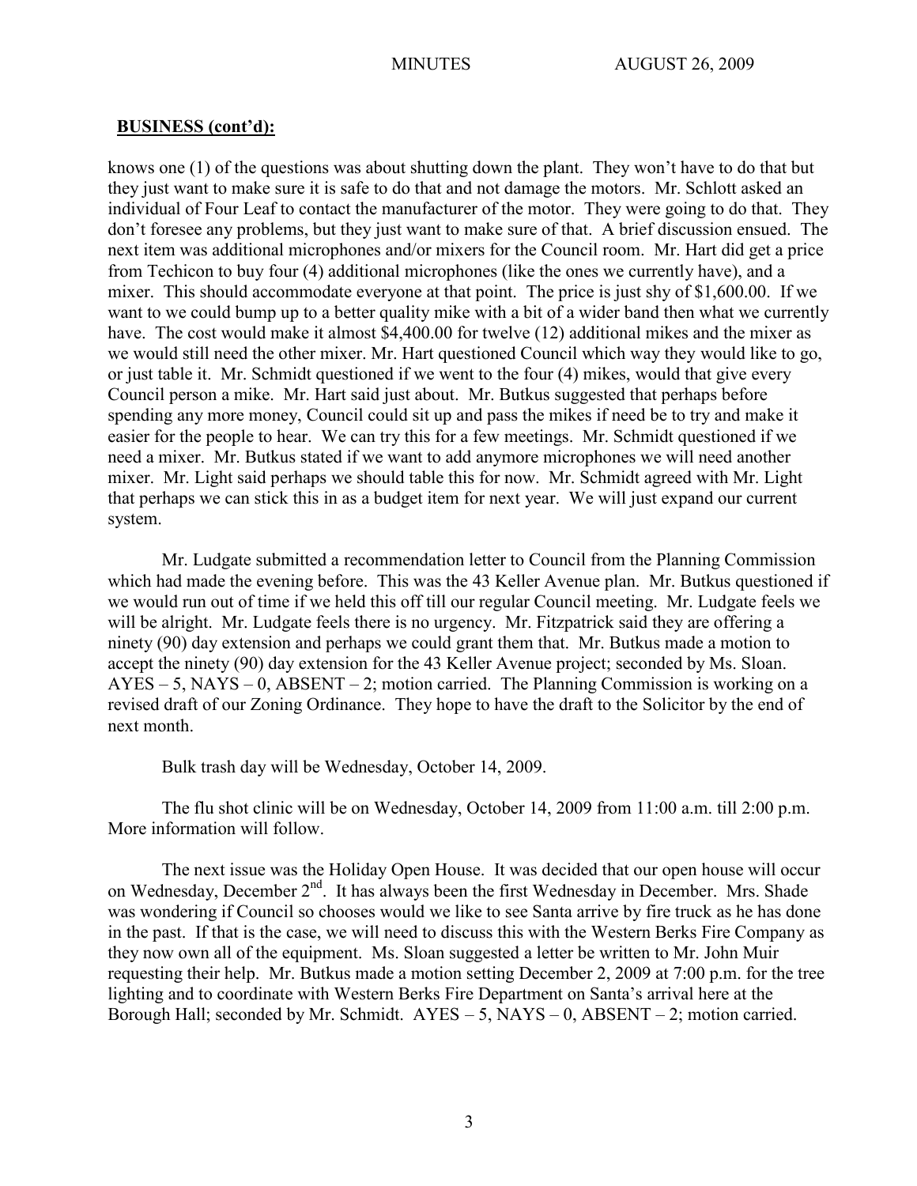**BUSINESS (cont'd):**

knows one (1) of the questions was about shutting down the plant. They won't have to do that but they just want to make sure it is safe to do that and not damage the motors. Mr. Schlott asked an individual of Four Leaf to contact the manufacturer of the motor. They were going to do that. They don't foresee any problems, but they just want to make sure of that. A brief discussion ensued. The next item was additional microphones and/or mixers for the Council room. Mr. Hart did get a price from Techicon to buy four (4) additional microphones (like the ones we currently have), and a mixer. This should accommodate everyone at that point. The price is just shy of $1,600.00. If we want to we could bump up to a better quality mike with a bit of a wider band then what we currently have. The cost would make it almost $4,400.00 for twelve (12) additional mikes and the mixer as we would still need the other mixer. Mr. Hart questioned Council which way they would like to go, or just table it. Mr. Schmidt questioned if we went to the four (4) mikes, would that give every Council person a mike. Mr. Hart said just about. Mr. Butkus suggested that perhaps before spending any more money, Council could sit up and pass the mikes if need be to try and make it easier for the people to hear. We can try this for a few meetings. Mr. Schmidt questioned if we need a mixer. Mr. Butkus stated if we want to add anymore microphones we will need another mixer. Mr. Light said perhaps we should table this for now. Mr. Schmidt agreed with Mr. Light that perhaps we can stick this in as a budget item for next year. We will just expand our current system.

Mr. Ludgate submitted a recommendation letter to Council from the Planning Commission which had made the evening before. This was the 43 Keller Avenue plan. Mr. Butkus questioned if we would run out of time if we held this off till our regular Council meeting. Mr. Ludgate feels we will be alright. Mr. Ludgate feels there is no urgency. Mr. Fitzpatrick said they are offering a ninety (90) day extension and perhaps we could grant them that. Mr. Butkus made a motion to accept the ninety (90) day extension for the 43 Keller Avenue project; seconded by Ms. Sloan. AYES – 5, NAYS – 0, ABSENT – 2; motion carried. The Planning Commission is working on a revised draft of our Zoning Ordinance. They hope to have the draft to the Solicitor by the end of next month.

Bulk trash day will be Wednesday, October 14, 2009.

The flu shot clinic will be on Wednesday, October 14, 2009 from 11:00 a.m. till 2:00 p.m. More information will follow.

The next issue was the Holiday Open House. It was decided that our open house will occur on Wednesday, December 2nd. It has always been the first Wednesday in December. Mrs. Shade was wondering if Council so chooses would we like to see Santa arrive by fire truck as he has done in the past. If that is the case, we will need to discuss this with the Western Berks Fire Company as they now own all of the equipment. Ms. Sloan suggested a letter be written to Mr. John Muir requesting their help. Mr. Butkus made a motion setting December 2, 2009 at 7:00 p.m. for the tree lighting and to coordinate with Western Berks Fire Department on Santa's arrival here at the Borough Hall; seconded by Mr. Schmidt. AYES – 5, NAYS – 0, ABSENT – 2; motion carried.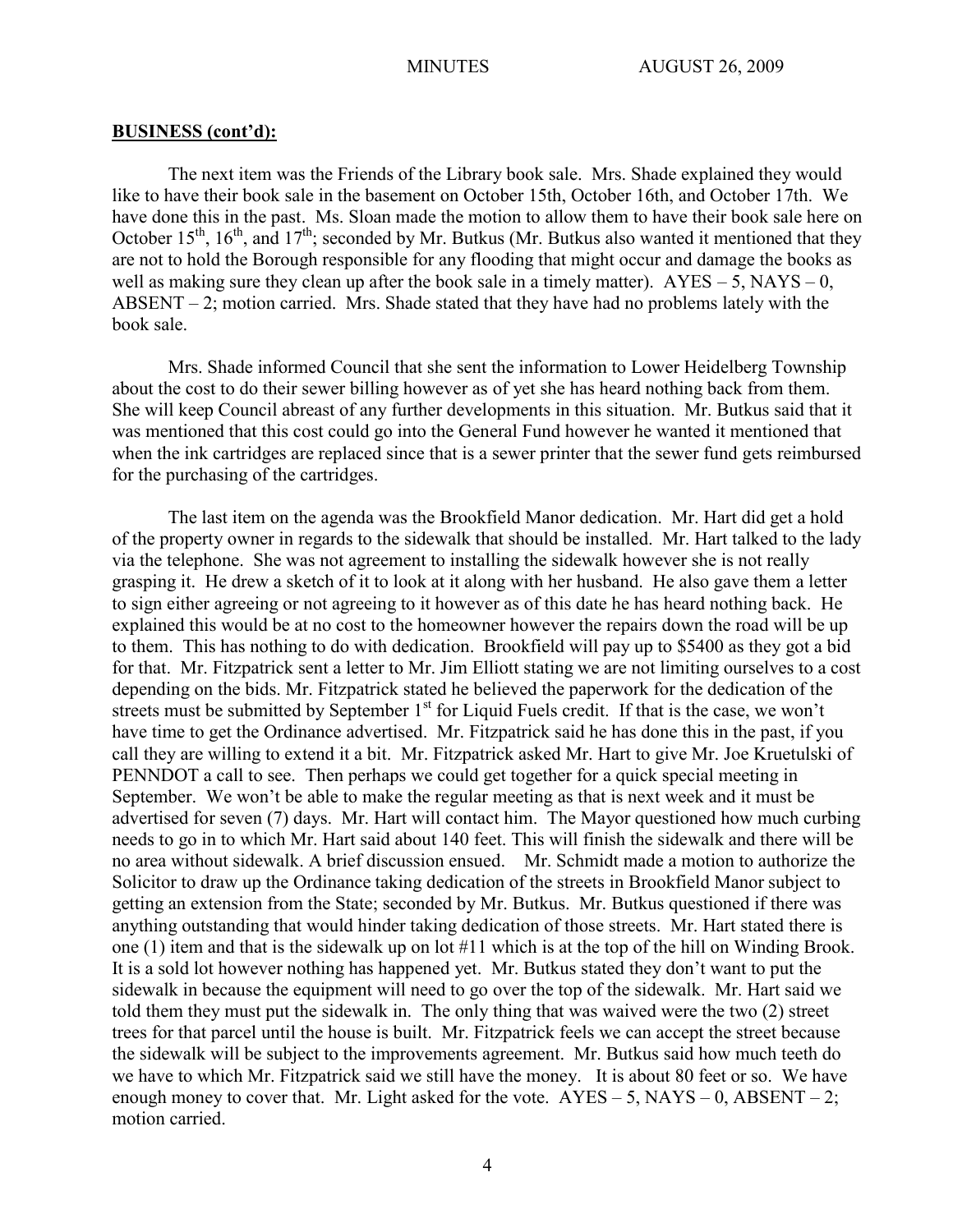**BUSINESS (cont'd):**

The next item was the Friends of the Library book sale. Mrs. Shade explained they would like to have their book sale in the basement on October 15th, October 16th, and October 17th. We have done this in the past. Ms. Sloan made the motion to allow them to have their book sale here on October 15th, 16th, and 17th; seconded by Mr. Butkus (Mr. Butkus also wanted it mentioned that they are not to hold the Borough responsible for any flooding that might occur and damage the books as well as making sure they clean up after the book sale in a timely matter). AYES – 5, NAYS – 0, ABSENT – 2; motion carried. Mrs. Shade stated that they have had no problems lately with the book sale.

Mrs. Shade informed Council that she sent the information to Lower Heidelberg Township about the cost to do their sewer billing however as of yet she has heard nothing back from them. She will keep Council abreast of any further developments in this situation. Mr. Butkus said that it was mentioned that this cost could go into the General Fund however he wanted it mentioned that when the ink cartridges are replaced since that is a sewer printer that the sewer fund gets reimbursed for the purchasing of the cartridges.

The last item on the agenda was the Brookfield Manor dedication. Mr. Hart did get a hold of the property owner in regards to the sidewalk that should be installed. Mr. Hart talked to the lady via the telephone. She was not agreement to installing the sidewalk however she is not really grasping it. He drew a sketch of it to look at it along with her husband. He also gave them a letter to sign either agreeing or not agreeing to it however as of this date he has heard nothing back. He explained this would be at no cost to the homeowner however the repairs down the road will be up to them. This has nothing to do with dedication. Brookfield will pay up to $5400 as they got a bid for that. Mr. Fitzpatrick sent a letter to Mr. Jim Elliott stating we are not limiting ourselves to a cost depending on the bids. Mr. Fitzpatrick stated he believed the paperwork for the dedication of the streets must be submitted by September 1st for Liquid Fuels credit. If that is the case, we won't have time to get the Ordinance advertised. Mr. Fitzpatrick said he has done this in the past, if you call they are willing to extend it a bit. Mr. Fitzpatrick asked Mr. Hart to give Mr. Joe Kruetulski of PENNDOT a call to see. Then perhaps we could get together for a quick special meeting in September. We won't be able to make the regular meeting as that is next week and it must be advertised for seven (7) days. Mr. Hart will contact him. The Mayor questioned how much curbing needs to go in to which Mr. Hart said about 140 feet. This will finish the sidewalk and there will be no area without sidewalk. A brief discussion ensued. Mr. Schmidt made a motion to authorize the Solicitor to draw up the Ordinance taking dedication of the streets in Brookfield Manor subject to getting an extension from the State; seconded by Mr. Butkus. Mr. Butkus questioned if there was anything outstanding that would hinder taking dedication of those streets. Mr. Hart stated there is one (1) item and that is the sidewalk up on lot #11 which is at the top of the hill on Winding Brook. It is a sold lot however nothing has happened yet. Mr. Butkus stated they don't want to put the sidewalk in because the equipment will need to go over the top of the sidewalk. Mr. Hart said we told them they must put the sidewalk in. The only thing that was waived were the two (2) street trees for that parcel until the house is built. Mr. Fitzpatrick feels we can accept the street because the sidewalk will be subject to the improvements agreement. Mr. Butkus said how much teeth do we have to which Mr. Fitzpatrick said we still have the money. It is about 80 feet or so. We have enough money to cover that. Mr. Light asked for the vote. AYES – 5, NAYS – 0, ABSENT – 2; motion carried.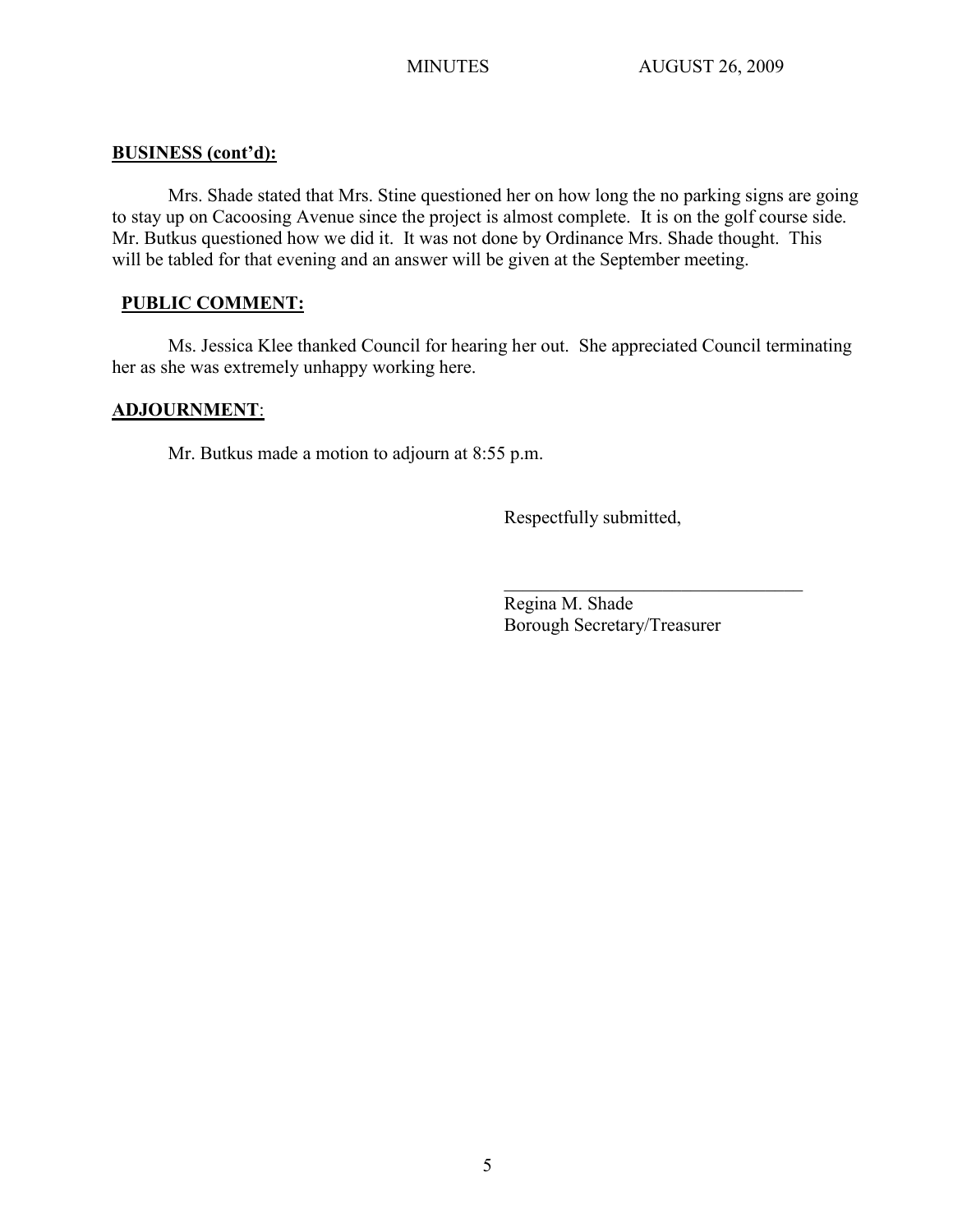**BUSINESS (cont'd):**

Mrs. Shade stated that Mrs. Stine questioned her on how long the no parking signs are going to stay up on Cacoosing Avenue since the project is almost complete. It is on the golf course side. Mr. Butkus questioned how we did it. It was not done by Ordinance Mrs. Shade thought. This will be tabled for that evening and an answer will be given at the September meeting.

**PUBLIC COMMENT:**

Ms. Jessica Klee thanked Council for hearing her out. She appreciated Council terminating her as she was extremely unhappy working here.

**ADJOURNMENT**:

Mr. Butkus made a motion to adjourn at 8:55 p.m.

Respectfully submitted,

\_\_\_\_\_\_\_\_\_\_\_\_\_\_\_\_\_\_\_\_\_\_\_\_\_\_\_\_\_\_\_\_\_\_

Regina M. Shade
Borough Secretary/Treasurer